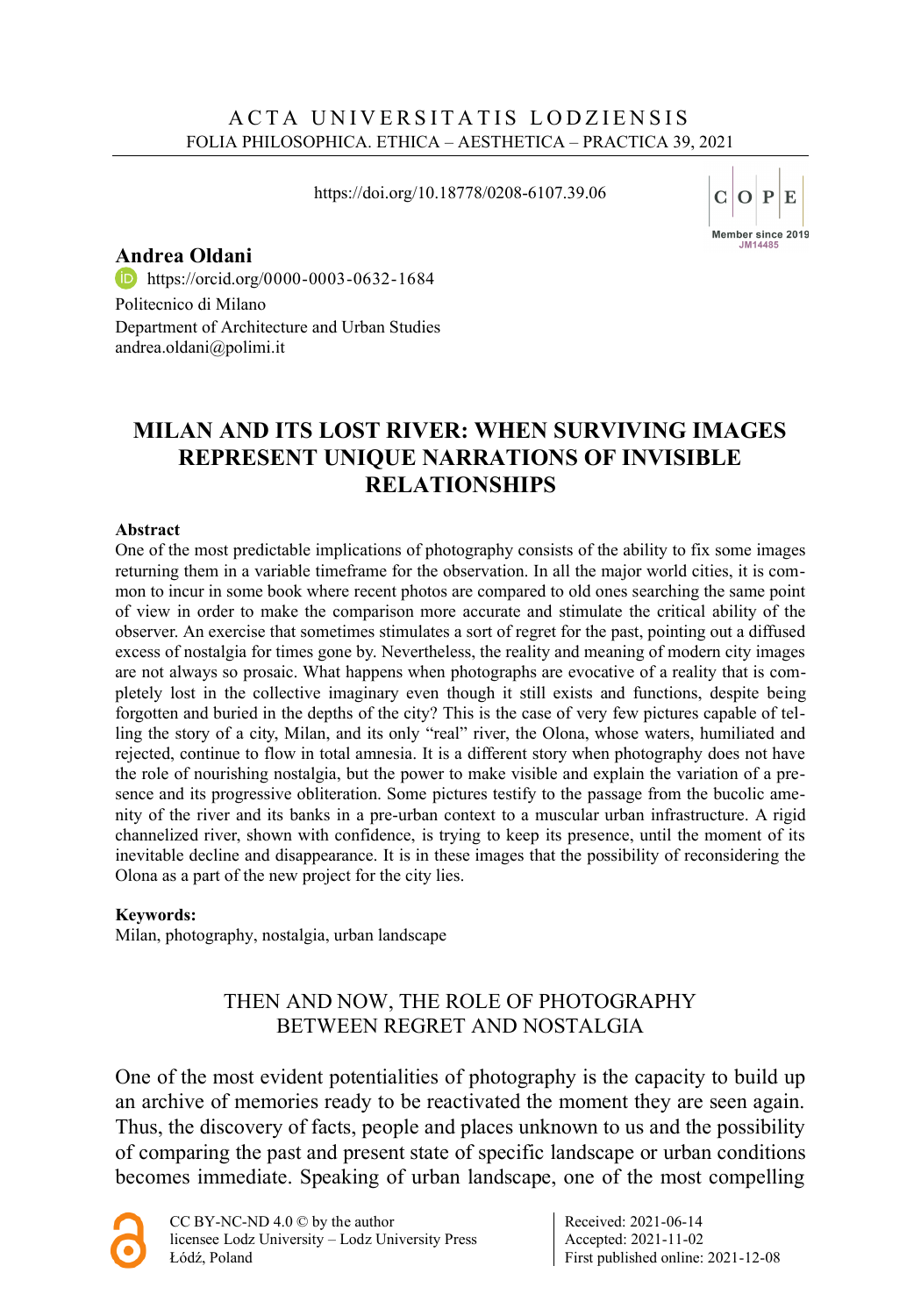ACTA UNIVERSITATIS LODZIENSIS
FOLIA PHILOSOPHICA. ETHICA – AESTHETICA – PRACTICA 39, 2021

https://doi.org/10.18778/0208-6107.39.06

**Andrea Oldani**
https://orcid.org/0000-0003-0632-1684
Politecnico di Milano
Department of Architecture and Urban Studies
andrea.oldani@polimi.it

# MILAN AND ITS LOST RIVER: WHEN SURVIVING IMAGES REPRESENT UNIQUE NARRATIONS OF INVISIBLE RELATIONSHIPS

**Abstract**

One of the most predictable implications of photography consists of the ability to fix some images returning them in a variable timeframe for the observation. In all the major world cities, it is common to incur in some book where recent photos are compared to old ones searching the same point of view in order to make the comparison more accurate and stimulate the critical ability of the observer. An exercise that sometimes stimulates a sort of regret for the past, pointing out a diffused excess of nostalgia for times gone by. Nevertheless, the reality and meaning of modern city images are not always so prosaic. What happens when photographs are evocative of a reality that is completely lost in the collective imaginary even though it still exists and functions, despite being forgotten and buried in the depths of the city? This is the case of very few pictures capable of telling the story of a city, Milan, and its only "real" river, the Olona, whose waters, humiliated and rejected, continue to flow in total amnesia. It is a different story when photography does not have the role of nourishing nostalgia, but the power to make visible and explain the variation of a presence and its progressive obliteration. Some pictures testify to the passage from the bucolic amenity of the river and its banks in a pre-urban context to a muscular urban infrastructure. A rigid channelized river, shown with confidence, is trying to keep its presence, until the moment of its inevitable decline and disappearance. It is in these images that the possibility of reconsidering the Olona as a part of the new project for the city lies.

**Keywords:**
Milan, photography, nostalgia, urban landscape

## THEN AND NOW, THE ROLE OF PHOTOGRAPHY BETWEEN REGRET AND NOSTALGIA

One of the most evident potentialities of photography is the capacity to build up an archive of memories ready to be reactivated the moment they are seen again. Thus, the discovery of facts, people and places unknown to us and the possibility of comparing the past and present state of specific landscape or urban conditions becomes immediate. Speaking of urban landscape, one of the most compelling

CC BY-NC-ND 4.0 © by the author
licensee Lodz University – Lodz University Press
Łódź, Poland

Received: 2021-06-14
Accepted: 2021-11-02
First published online: 2021-12-08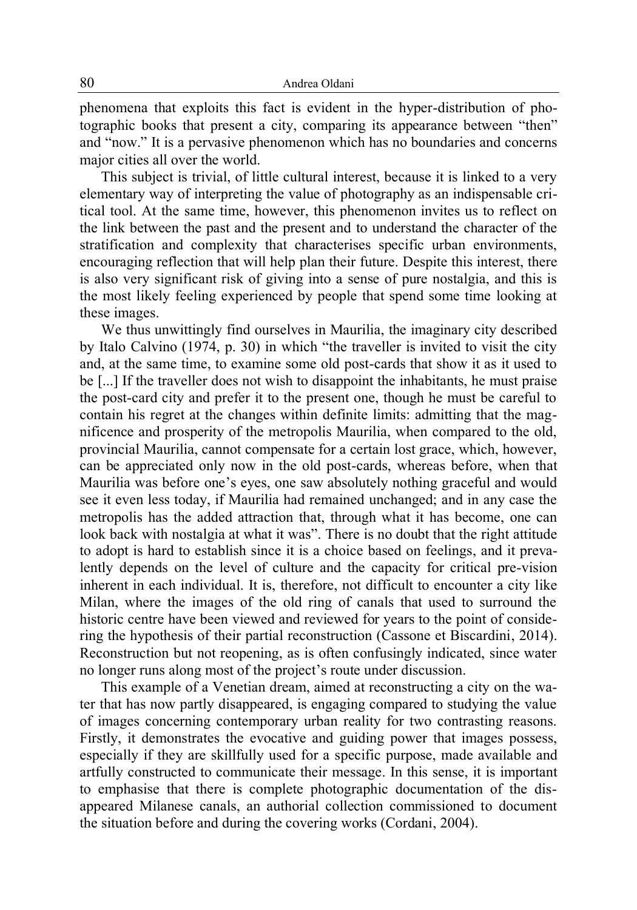phenomena that exploits this fact is evident in the hyper-distribution of photographic books that present a city, comparing its appearance between "then" and "now." It is a pervasive phenomenon which has no boundaries and concerns major cities all over the world.

This subject is trivial, of little cultural interest, because it is linked to a very elementary way of interpreting the value of photography as an indispensable critical tool. At the same time, however, this phenomenon invites us to reflect on the link between the past and the present and to understand the character of the stratification and complexity that characterises specific urban environments, encouraging reflection that will help plan their future. Despite this interest, there is also very significant risk of giving into a sense of pure nostalgia, and this is the most likely feeling experienced by people that spend some time looking at these images.

We thus unwittingly find ourselves in Maurilia, the imaginary city described by Italo Calvino (1974, p. 30) in which "the traveller is invited to visit the city and, at the same time, to examine some old post-cards that show it as it used to be [...] If the traveller does not wish to disappoint the inhabitants, he must praise the post-card city and prefer it to the present one, though he must be careful to contain his regret at the changes within definite limits: admitting that the magnificence and prosperity of the metropolis Maurilia, when compared to the old, provincial Maurilia, cannot compensate for a certain lost grace, which, however, can be appreciated only now in the old post-cards, whereas before, when that Maurilia was before one's eyes, one saw absolutely nothing graceful and would see it even less today, if Maurilia had remained unchanged; and in any case the metropolis has the added attraction that, through what it has become, one can look back with nostalgia at what it was". There is no doubt that the right attitude to adopt is hard to establish since it is a choice based on feelings, and it prevalently depends on the level of culture and the capacity for critical pre-vision inherent in each individual. It is, therefore, not difficult to encounter a city like Milan, where the images of the old ring of canals that used to surround the historic centre have been viewed and reviewed for years to the point of considering the hypothesis of their partial reconstruction (Cassone et Biscardini, 2014). Reconstruction but not reopening, as is often confusingly indicated, since water no longer runs along most of the project's route under discussion.

This example of a Venetian dream, aimed at reconstructing a city on the water that has now partly disappeared, is engaging compared to studying the value of images concerning contemporary urban reality for two contrasting reasons. Firstly, it demonstrates the evocative and guiding power that images possess, especially if they are skillfully used for a specific purpose, made available and artfully constructed to communicate their message. In this sense, it is important to emphasise that there is complete photographic documentation of the disappeared Milanese canals, an authorial collection commissioned to document the situation before and during the covering works (Cordani, 2004).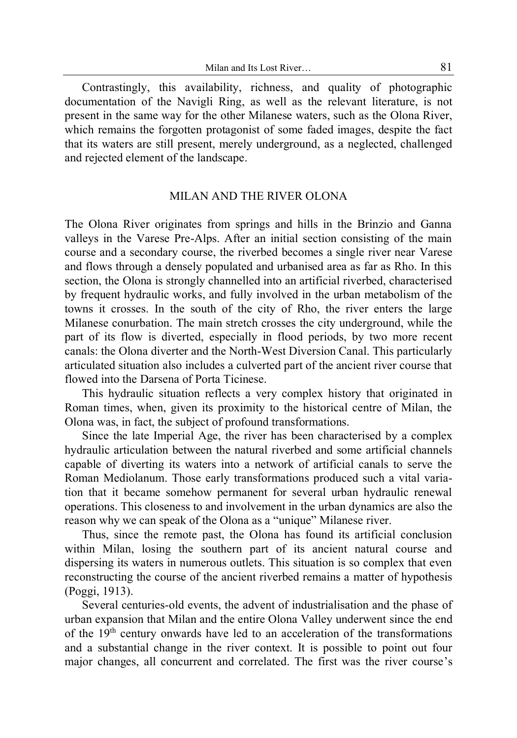Contrastingly, this availability, richness, and quality of photographic documentation of the Navigli Ring, as well as the relevant literature, is not present in the same way for the other Milanese waters, such as the Olona River, which remains the forgotten protagonist of some faded images, despite the fact that its waters are still present, merely underground, as a neglected, challenged and rejected element of the landscape.

## MILAN AND THE RIVER OLONA

The Olona River originates from springs and hills in the Brinzio and Ganna valleys in the Varese Pre-Alps. After an initial section consisting of the main course and a secondary course, the riverbed becomes a single river near Varese and flows through a densely populated and urbanised area as far as Rho. In this section, the Olona is strongly channelled into an artificial riverbed, characterised by frequent hydraulic works, and fully involved in the urban metabolism of the towns it crosses. In the south of the city of Rho, the river enters the large Milanese conurbation. The main stretch crosses the city underground, while the part of its flow is diverted, especially in flood periods, by two more recent canals: the Olona diverter and the North-West Diversion Canal. This particularly articulated situation also includes a culverted part of the ancient river course that flowed into the Darsena of Porta Ticinese.

This hydraulic situation reflects a very complex history that originated in Roman times, when, given its proximity to the historical centre of Milan, the Olona was, in fact, the subject of profound transformations.

Since the late Imperial Age, the river has been characterised by a complex hydraulic articulation between the natural riverbed and some artificial channels capable of diverting its waters into a network of artificial canals to serve the Roman Mediolanum. Those early transformations produced such a vital variation that it became somehow permanent for several urban hydraulic renewal operations. This closeness to and involvement in the urban dynamics are also the reason why we can speak of the Olona as a "unique" Milanese river.

Thus, since the remote past, the Olona has found its artificial conclusion within Milan, losing the southern part of its ancient natural course and dispersing its waters in numerous outlets. This situation is so complex that even reconstructing the course of the ancient riverbed remains a matter of hypothesis (Poggi, 1913).

Several centuries-old events, the advent of industrialisation and the phase of urban expansion that Milan and the entire Olona Valley underwent since the end of the 19th century onwards have led to an acceleration of the transformations and a substantial change in the river context. It is possible to point out four major changes, all concurrent and correlated. The first was the river course's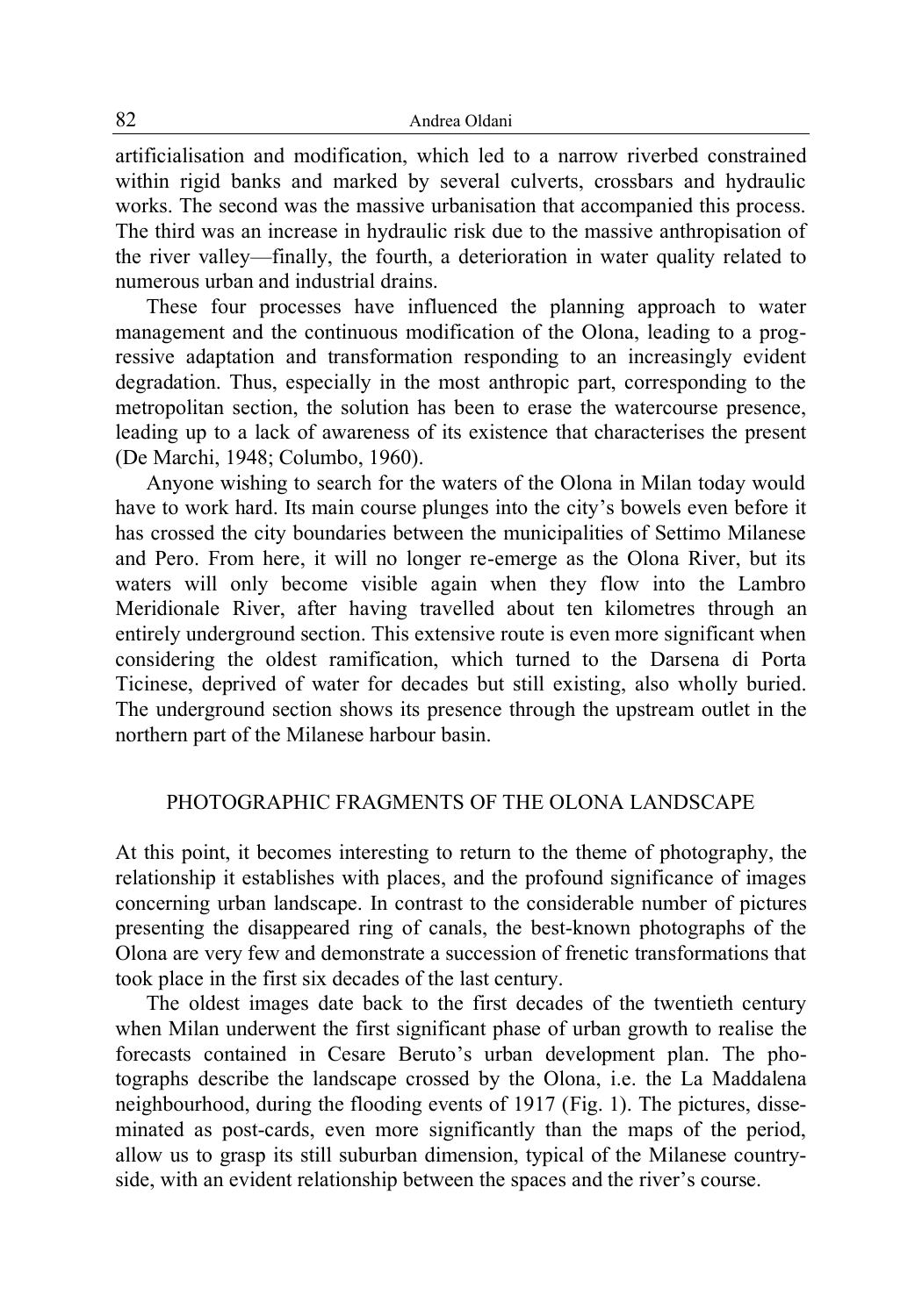artificialisation and modification, which led to a narrow riverbed constrained within rigid banks and marked by several culverts, crossbars and hydraulic works. The second was the massive urbanisation that accompanied this process. The third was an increase in hydraulic risk due to the massive anthropisation of the river valley—finally, the fourth, a deterioration in water quality related to numerous urban and industrial drains.

These four processes have influenced the planning approach to water management and the continuous modification of the Olona, leading to a progressive adaptation and transformation responding to an increasingly evident degradation. Thus, especially in the most anthropic part, corresponding to the metropolitan section, the solution has been to erase the watercourse presence, leading up to a lack of awareness of its existence that characterises the present (De Marchi, 1948; Columbo, 1960).

Anyone wishing to search for the waters of the Olona in Milan today would have to work hard. Its main course plunges into the city's bowels even before it has crossed the city boundaries between the municipalities of Settimo Milanese and Pero. From here, it will no longer re-emerge as the Olona River, but its waters will only become visible again when they flow into the Lambro Meridionale River, after having travelled about ten kilometres through an entirely underground section. This extensive route is even more significant when considering the oldest ramification, which turned to the Darsena di Porta Ticinese, deprived of water for decades but still existing, also wholly buried. The underground section shows its presence through the upstream outlet in the northern part of the Milanese harbour basin.

## PHOTOGRAPHIC FRAGMENTS OF THE OLONA LANDSCAPE

At this point, it becomes interesting to return to the theme of photography, the relationship it establishes with places, and the profound significance of images concerning urban landscape. In contrast to the considerable number of pictures presenting the disappeared ring of canals, the best-known photographs of the Olona are very few and demonstrate a succession of frenetic transformations that took place in the first six decades of the last century.

The oldest images date back to the first decades of the twentieth century when Milan underwent the first significant phase of urban growth to realise the forecasts contained in Cesare Beruto's urban development plan. The photographs describe the landscape crossed by the Olona, i.e. the La Maddalena neighbourhood, during the flooding events of 1917 (Fig. 1). The pictures, disseminated as post-cards, even more significantly than the maps of the period, allow us to grasp its still suburban dimension, typical of the Milanese countryside, with an evident relationship between the spaces and the river's course.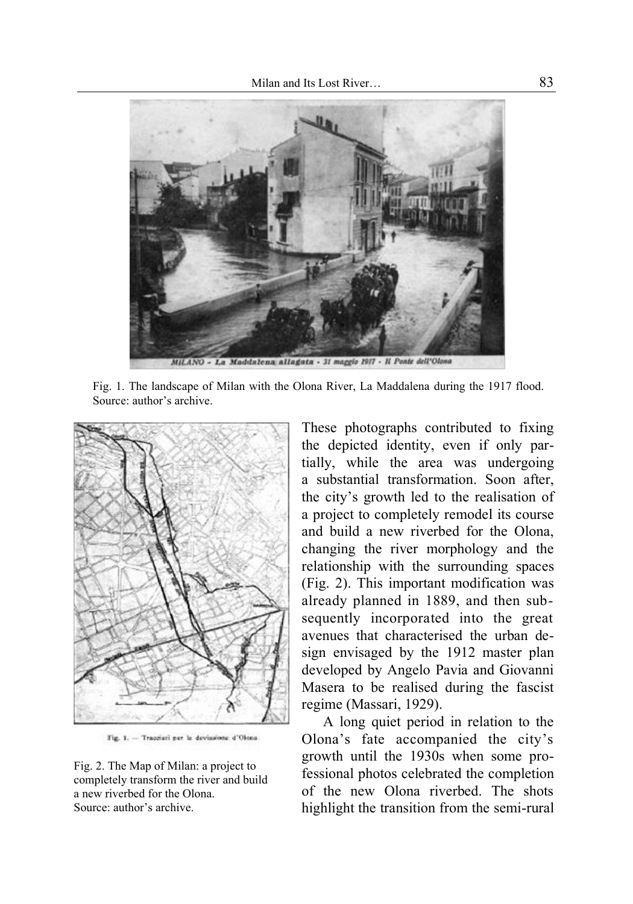Fig. 1. The landscape of Milan with the Olona River, La Maddalena during the 1917 flood. Source: author's archive.

Fig. 2. The Map of Milan: a project to completely transform the river and build a new riverbed for the Olona. Source: author's archive.

These photographs contributed to fixing the depicted identity, even if only partially, while the area was undergoing a substantial transformation. Soon after, the city's growth led to the realisation of a project to completely remodel its course and build a new riverbed for the Olona, changing the river morphology and the relationship with the surrounding spaces (Fig. 2). This important modification was already planned in 1889, and then subsequently incorporated into the great avenues that characterised the urban design envisaged by the 1912 master plan developed by Angelo Pavia and Giovanni Masera to be realised during the fascist regime (Massari, 1929).

A long quiet period in relation to the Olona's fate accompanied the city's growth until the 1930s when some professional photos celebrated the completion of the new Olona riverbed. The shots highlight the transition from the semi-rural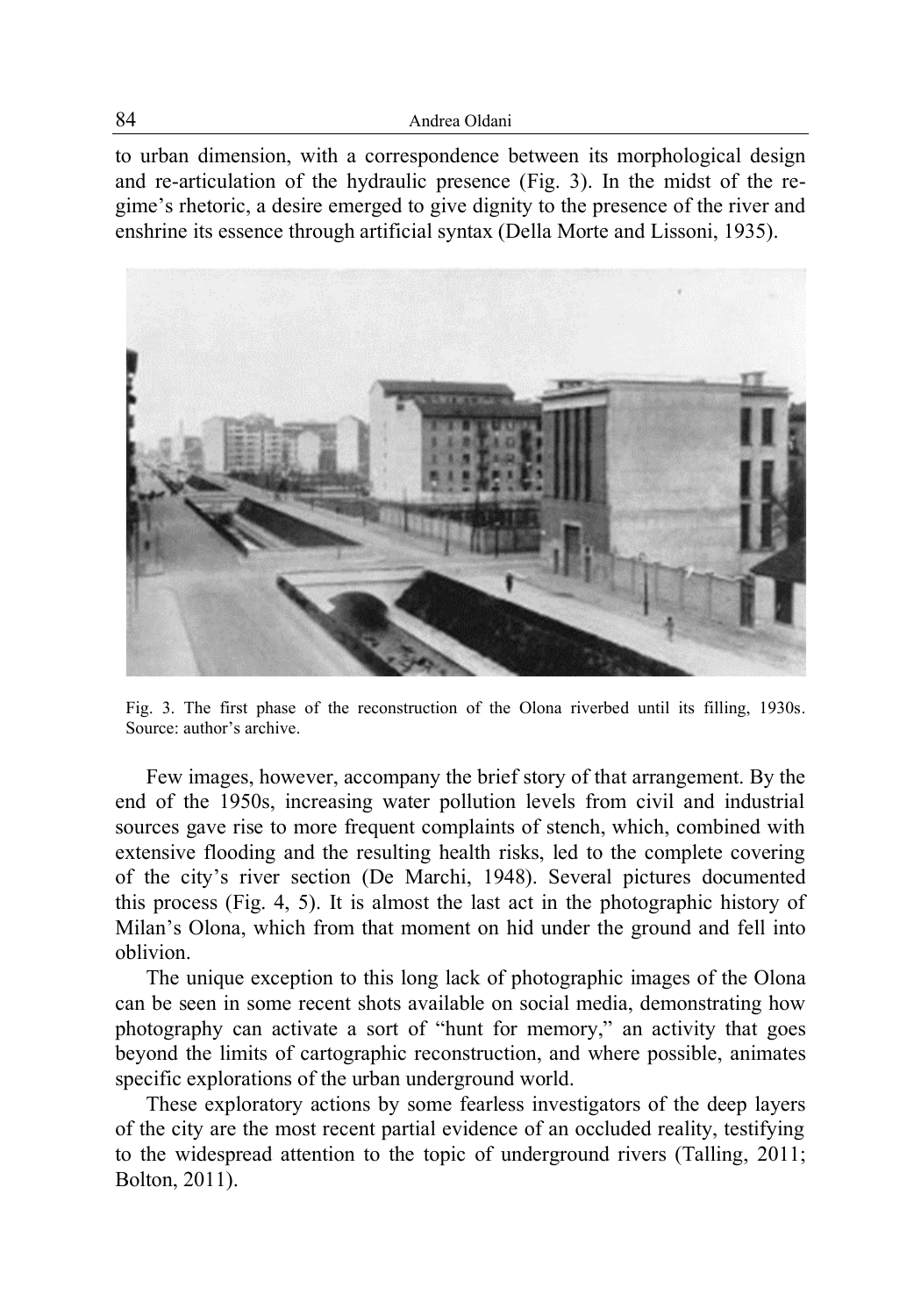to urban dimension, with a correspondence between its morphological design and re-articulation of the hydraulic presence (Fig. 3). In the midst of the regime's rhetoric, a desire emerged to give dignity to the presence of the river and enshrine its essence through artificial syntax (Della Morte and Lissoni, 1935).

Fig. 3. The first phase of the reconstruction of the Olona riverbed until its filling, 1930s. Source: author's archive.

Few images, however, accompany the brief story of that arrangement. By the end of the 1950s, increasing water pollution levels from civil and industrial sources gave rise to more frequent complaints of stench, which, combined with extensive flooding and the resulting health risks, led to the complete covering of the city's river section (De Marchi, 1948). Several pictures documented this process (Fig. 4, 5). It is almost the last act in the photographic history of Milan's Olona, which from that moment on hid under the ground and fell into oblivion.

The unique exception to this long lack of photographic images of the Olona can be seen in some recent shots available on social media, demonstrating how photography can activate a sort of "hunt for memory," an activity that goes beyond the limits of cartographic reconstruction, and where possible, animates specific explorations of the urban underground world.

These exploratory actions by some fearless investigators of the deep layers of the city are the most recent partial evidence of an occluded reality, testifying to the widespread attention to the topic of underground rivers (Talling, 2011; Bolton, 2011).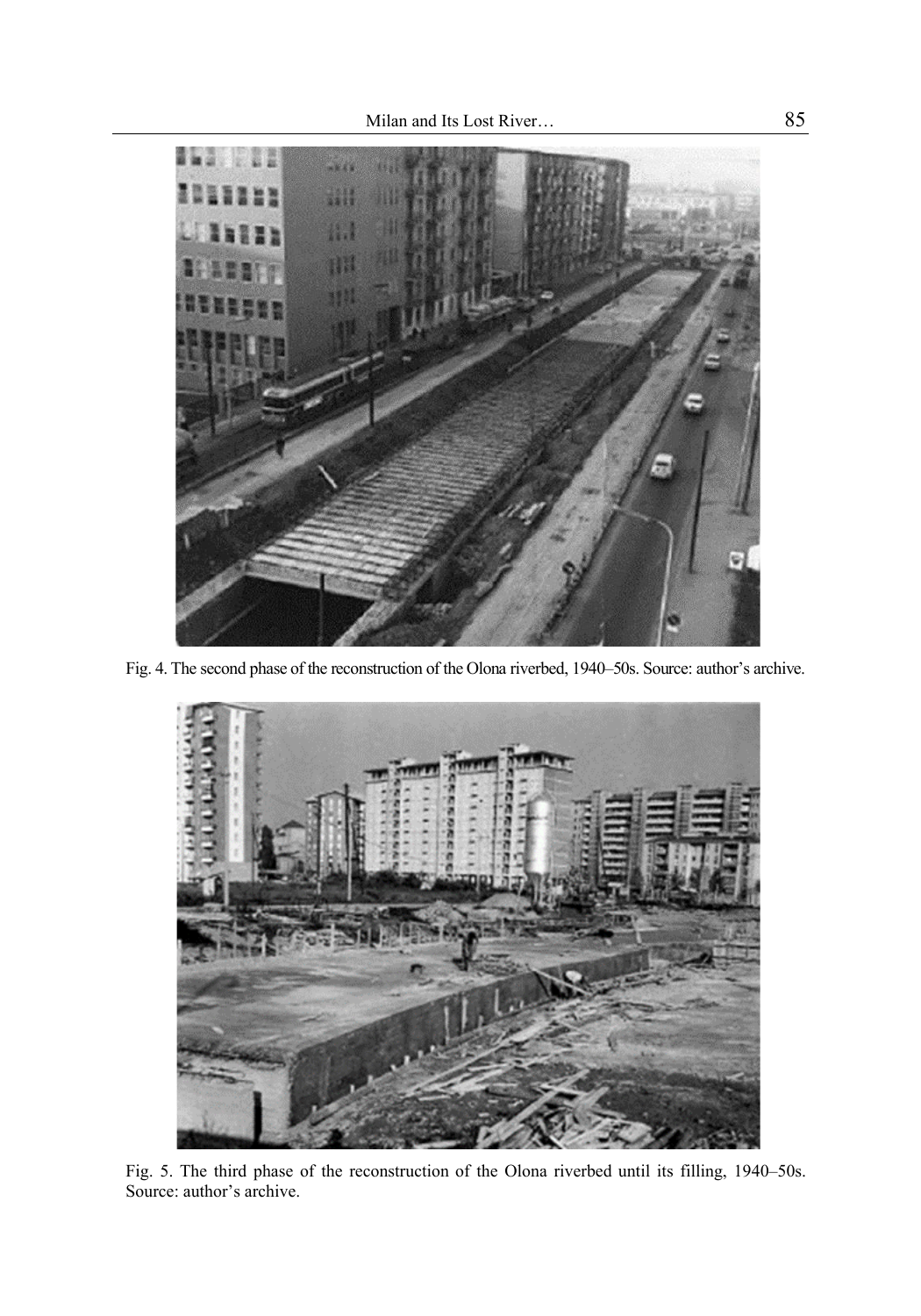Fig. 4. The second phase of the reconstruction of the Olona riverbed, 1940–50s. Source: author's archive.

Fig. 5. The third phase of the reconstruction of the Olona riverbed until its filling, 1940–50s. Source: author's archive.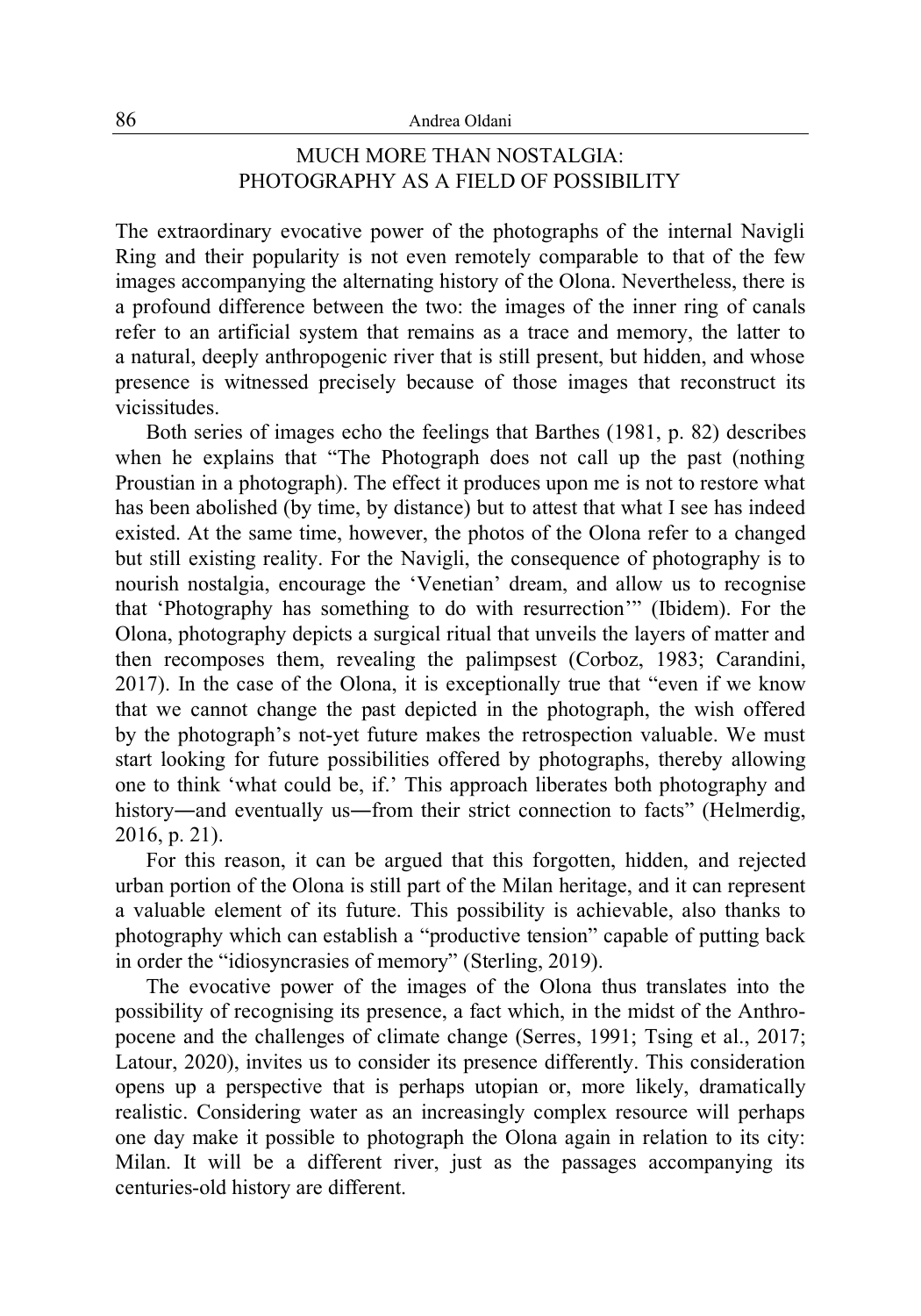## MUCH MORE THAN NOSTALGIA: PHOTOGRAPHY AS A FIELD OF POSSIBILITY

The extraordinary evocative power of the photographs of the internal Navigli Ring and their popularity is not even remotely comparable to that of the few images accompanying the alternating history of the Olona. Nevertheless, there is a profound difference between the two: the images of the inner ring of canals refer to an artificial system that remains as a trace and memory, the latter to a natural, deeply anthropogenic river that is still present, but hidden, and whose presence is witnessed precisely because of those images that reconstruct its vicissitudes.

Both series of images echo the feelings that Barthes (1981, p. 82) describes when he explains that "The Photograph does not call up the past (nothing Proustian in a photograph). The effect it produces upon me is not to restore what has been abolished (by time, by distance) but to attest that what I see has indeed existed. At the same time, however, the photos of the Olona refer to a changed but still existing reality. For the Navigli, the consequence of photography is to nourish nostalgia, encourage the 'Venetian' dream, and allow us to recognise that 'Photography has something to do with resurrection'" (Ibidem). For the Olona, photography depicts a surgical ritual that unveils the layers of matter and then recomposes them, revealing the palimpsest (Corboz, 1983; Carandini, 2017). In the case of the Olona, it is exceptionally true that "even if we know that we cannot change the past depicted in the photograph, the wish offered by the photograph's not-yet future makes the retrospection valuable. We must start looking for future possibilities offered by photographs, thereby allowing one to think 'what could be, if.' This approach liberates both photography and history―and eventually us―from their strict connection to facts" (Helmerdig, 2016, p. 21).

For this reason, it can be argued that this forgotten, hidden, and rejected urban portion of the Olona is still part of the Milan heritage, and it can represent a valuable element of its future. This possibility is achievable, also thanks to photography which can establish a "productive tension" capable of putting back in order the "idiosyncrasies of memory" (Sterling, 2019).

The evocative power of the images of the Olona thus translates into the possibility of recognising its presence, a fact which, in the midst of the Anthropocene and the challenges of climate change (Serres, 1991; Tsing et al., 2017; Latour, 2020), invites us to consider its presence differently. This consideration opens up a perspective that is perhaps utopian or, more likely, dramatically realistic. Considering water as an increasingly complex resource will perhaps one day make it possible to photograph the Olona again in relation to its city: Milan. It will be a different river, just as the passages accompanying its centuries-old history are different.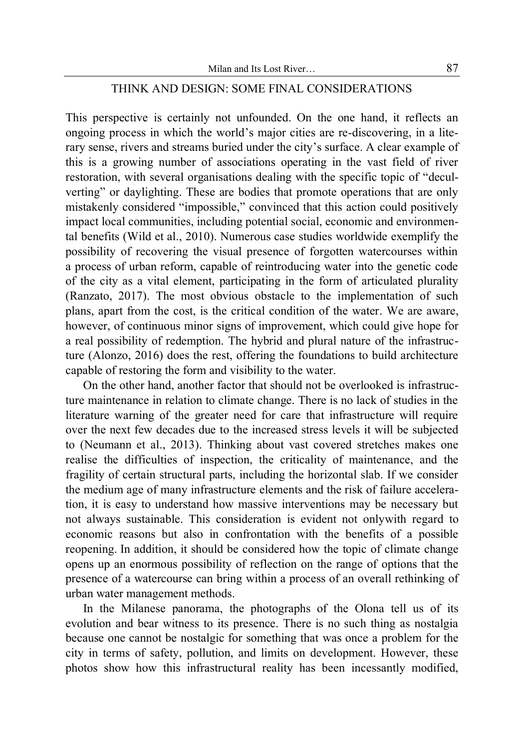## THINK AND DESIGN: SOME FINAL CONSIDERATIONS

This perspective is certainly not unfounded. On the one hand, it reflects an ongoing process in which the world's major cities are re-discovering, in a literary sense, rivers and streams buried under the city's surface. A clear example of this is a growing number of associations operating in the vast field of river restoration, with several organisations dealing with the specific topic of "deculverting" or daylighting. These are bodies that promote operations that are only mistakenly considered "impossible," convinced that this action could positively impact local communities, including potential social, economic and environmental benefits (Wild et al., 2010). Numerous case studies worldwide exemplify the possibility of recovering the visual presence of forgotten watercourses within a process of urban reform, capable of reintroducing water into the genetic code of the city as a vital element, participating in the form of articulated plurality (Ranzato, 2017). The most obvious obstacle to the implementation of such plans, apart from the cost, is the critical condition of the water. We are aware, however, of continuous minor signs of improvement, which could give hope for a real possibility of redemption. The hybrid and plural nature of the infrastructure (Alonzo, 2016) does the rest, offering the foundations to build architecture capable of restoring the form and visibility to the water.

On the other hand, another factor that should not be overlooked is infrastructure maintenance in relation to climate change. There is no lack of studies in the literature warning of the greater need for care that infrastructure will require over the next few decades due to the increased stress levels it will be subjected to (Neumann et al., 2013). Thinking about vast covered stretches makes one realise the difficulties of inspection, the criticality of maintenance, and the fragility of certain structural parts, including the horizontal slab. If we consider the medium age of many infrastructure elements and the risk of failure acceleration, it is easy to understand how massive interventions may be necessary but not always sustainable. This consideration is evident not onlywith regard to economic reasons but also in confrontation with the benefits of a possible reopening. In addition, it should be considered how the topic of climate change opens up an enormous possibility of reflection on the range of options that the presence of a watercourse can bring within a process of an overall rethinking of urban water management methods.

In the Milanese panorama, the photographs of the Olona tell us of its evolution and bear witness to its presence. There is no such thing as nostalgia because one cannot be nostalgic for something that was once a problem for the city in terms of safety, pollution, and limits on development. However, these photos show how this infrastructural reality has been incessantly modified,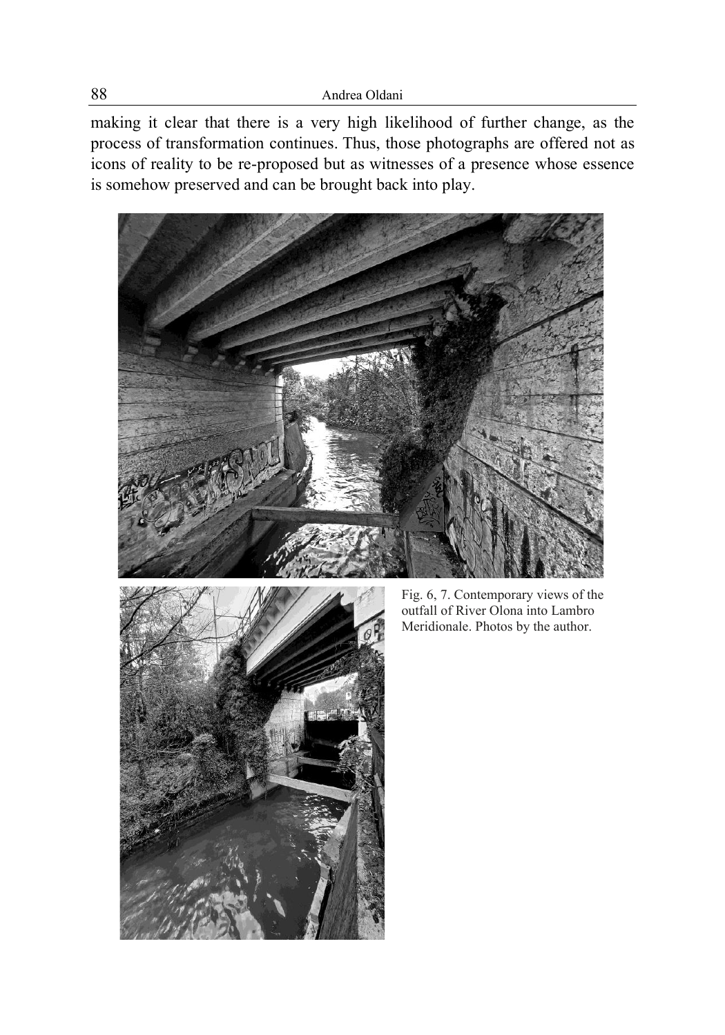making it clear that there is a very high likelihood of further change, as the process of transformation continues. Thus, those photographs are offered not as icons of reality to be re-proposed but as witnesses of a presence whose essence is somehow preserved and can be brought back into play.

Fig. 6, 7. Contemporary views of the outfall of River Olona into Lambro Meridionale. Photos by the author.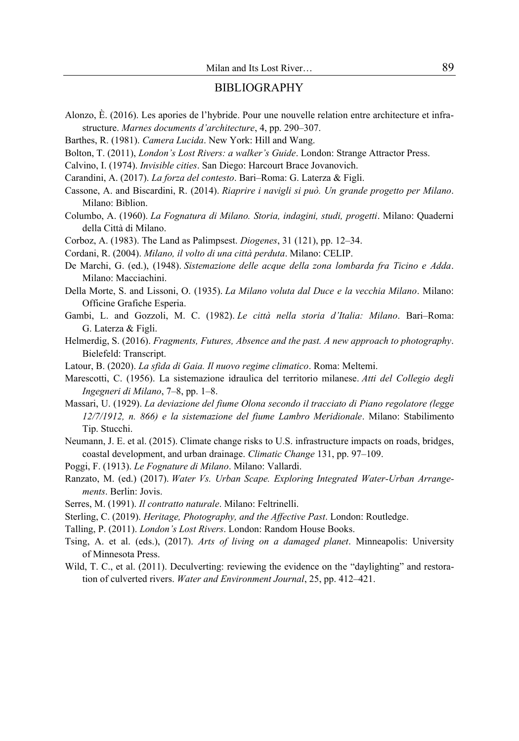## BIBLIOGRAPHY

Alonzo, È. (2016). Les apories de l'hybride. Pour une nouvelle relation entre architecture et infrastructure. *Marnes documents d'architecture*, 4, pp. 290–307.

Barthes, R. (1981). *Camera Lucida*. New York: Hill and Wang.

Bolton, T. (2011), *London's Lost Rivers: a walker's Guide*. London: Strange Attractor Press.

Calvino, I. (1974). *Invisible cities*. San Diego: Harcourt Brace Jovanovich.

Carandini, A. (2017). *La forza del contesto*. Bari–Roma: G. Laterza & Figli.

Cassone, A. and Biscardini, R. (2014). *Riaprire i navigli si può. Un grande progetto per Milano*. Milano: Biblion.

Columbo, A. (1960). *La Fognatura di Milano. Storia, indagini, studi, progetti*. Milano: Quaderni della Città di Milano.

Corboz, A. (1983). The Land as Palimpsest. *Diogenes*, 31 (121), pp. 12–34.

Cordani, R. (2004). *Milano, il volto di una città perduta*. Milano: CELIP.

De Marchi, G. (ed.), (1948). *Sistemazione delle acque della zona lombarda fra Ticino e Adda*. Milano: Macciachini.

Della Morte, S. and Lissoni, O. (1935). *La Milano voluta dal Duce e la vecchia Milano*. Milano: Officine Grafiche Esperia.

Gambi, L. and Gozzoli, M. C. (1982). *Le città nella storia d'Italia: Milano*. Bari–Roma: G. Laterza & Figli.

Helmerdig, S. (2016). *Fragments, Futures, Absence and the past. A new approach to photography*. Bielefeld: Transcript.

Latour, B. (2020). *La sfida di Gaia. Il nuovo regime climatico*. Roma: Meltemi.

Marescotti, C. (1956). La sistemazione idraulica del territorio milanese. *Atti del Collegio degli Ingegneri di Milano*, 7–8, pp. 1–8.

Massari, U. (1929). *La deviazione del fiume Olona secondo il tracciato di Piano regolatore (legge 12/7/1912, n. 866) e la sistemazione del fiume Lambro Meridionale*. Milano: Stabilimento Tip. Stucchi.

Neumann, J. E. et al. (2015). Climate change risks to U.S. infrastructure impacts on roads, bridges, coastal development, and urban drainage. *Climatic Change* 131, pp. 97–109.

Poggi, F. (1913). *Le Fognature di Milano*. Milano: Vallardi.

Ranzato, M. (ed.) (2017). *Water Vs. Urban Scape. Exploring Integrated Water-Urban Arrangements*. Berlin: Jovis.

Serres, M. (1991). *Il contratto naturale*. Milano: Feltrinelli.

Sterling, C. (2019). *Heritage, Photography, and the Affective Past*. London: Routledge.

Talling, P. (2011). *London's Lost Rivers*. London: Random House Books.

Tsing, A. et al. (eds.), (2017). *Arts of living on a damaged planet*. Minneapolis: University of Minnesota Press.

Wild, T. C., et al. (2011). Deculverting: reviewing the evidence on the "daylighting" and restoration of culverted rivers. *Water and Environment Journal*, 25, pp. 412–421.